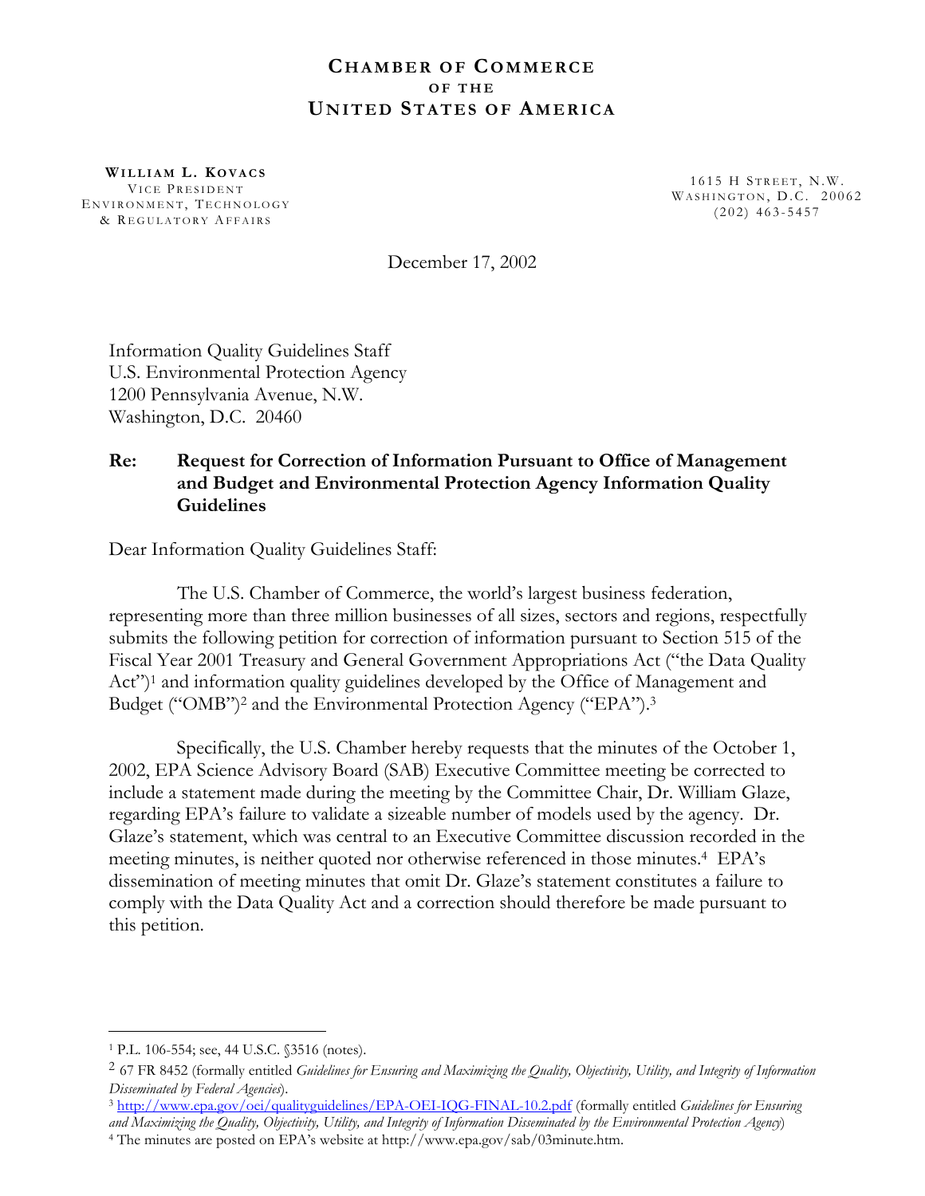# CHAMBER OF COMMERCE
## OF THE
# UNITED STATES OF AMERICA

**WILLIAM L. KOVACS**
VICE PRESIDENT
ENVIRONMENT, TECHNOLOGY
& REGULATORY AFFAIRS

1615 H STREET, N.W.
WASHINGTON, D.C. 20062
(202) 463-5457

December 17, 2002

Information Quality Guidelines Staff
U.S. Environmental Protection Agency
1200 Pennsylvania Avenue, N.W.
Washington, D.C. 20460

**Re: Request for Correction of Information Pursuant to Office of Management and Budget and Environmental Protection Agency Information Quality Guidelines**

Dear Information Quality Guidelines Staff:

The U.S. Chamber of Commerce, the world's largest business federation, representing more than three million businesses of all sizes, sectors and regions, respectfully submits the following petition for correction of information pursuant to Section 515 of the Fiscal Year 2001 Treasury and General Government Appropriations Act ("the Data Quality Act")[1] and information quality guidelines developed by the Office of Management and Budget ("OMB")[2] and the Environmental Protection Agency ("EPA").[3]

Specifically, the U.S. Chamber hereby requests that the minutes of the October 1, 2002, EPA Science Advisory Board (SAB) Executive Committee meeting be corrected to include a statement made during the meeting by the Committee Chair, Dr. William Glaze, regarding EPA's failure to validate a sizeable number of models used by the agency. Dr. Glaze's statement, which was central to an Executive Committee discussion recorded in the meeting minutes, is neither quoted nor otherwise referenced in those minutes.[4] EPA's dissemination of meeting minutes that omit Dr. Glaze's statement constitutes a failure to comply with the Data Quality Act and a correction should therefore be made pursuant to this petition.

---

[1] P.L. 106-554; see, 44 U.S.C. §3516 (notes).

[2] 67 FR 8452 (formally entitled *Guidelines for Ensuring and Maximizing the Quality, Objectivity, Utility, and Integrity of Information Disseminated by Federal Agencies*).

[3] http://www.epa.gov/oei/qualityguidelines/EPA-OEI-IQG-FINAL-10.2.pdf (formally entitled *Guidelines for Ensuring and Maximizing the Quality, Objectivity, Utility, and Integrity of Information Disseminated by the Environmental Protection Agency*)

[4] The minutes are posted on EPA's website at http://www.epa.gov/sab/03minute.htm.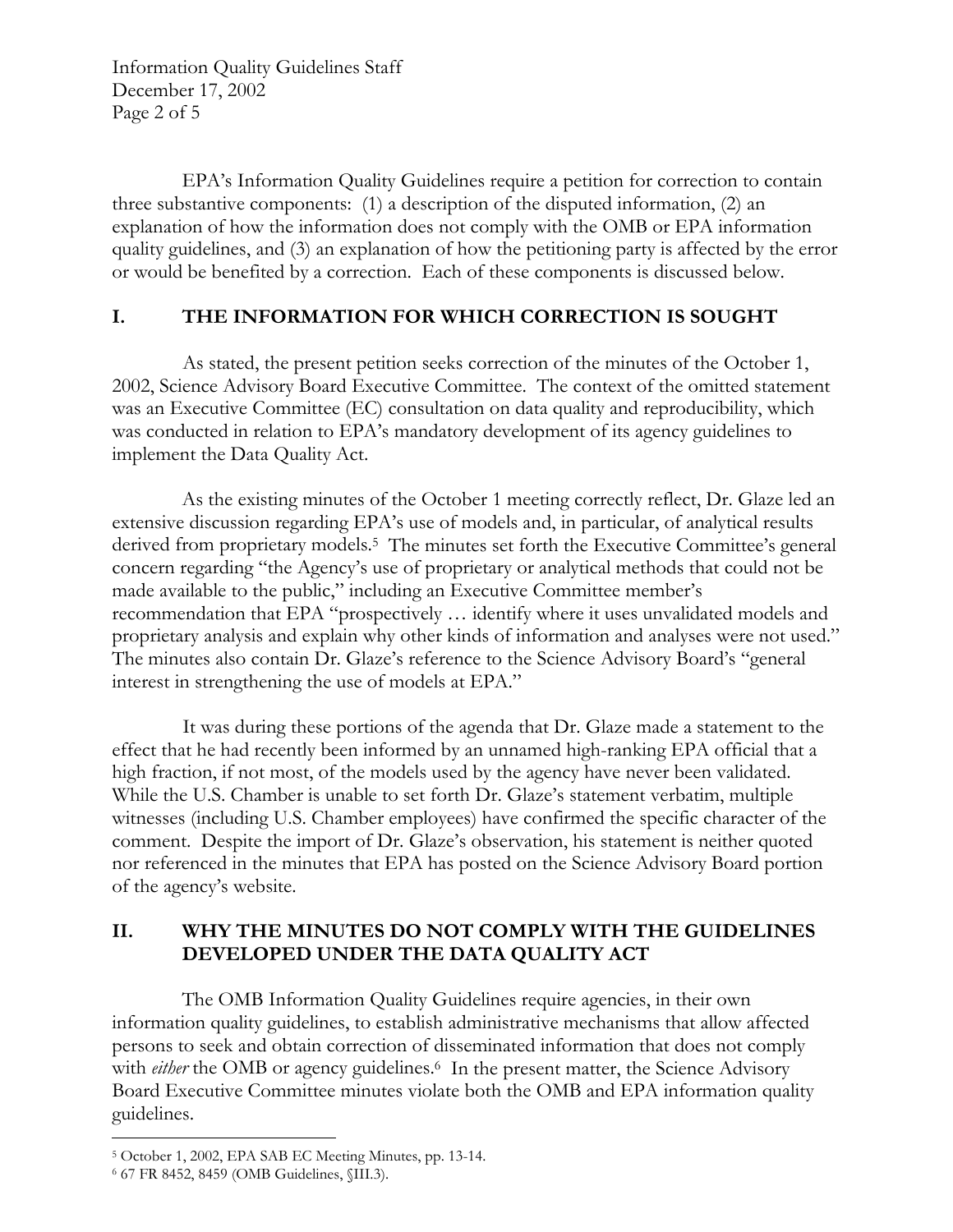EPA's Information Quality Guidelines require a petition for correction to contain three substantive components: (1) a description of the disputed information, (2) an explanation of how the information does not comply with the OMB or EPA information quality guidelines, and (3) an explanation of how the petitioning party is affected by the error or would be benefited by a correction. Each of these components is discussed below.

## I. THE INFORMATION FOR WHICH CORRECTION IS SOUGHT

As stated, the present petition seeks correction of the minutes of the October 1, 2002, Science Advisory Board Executive Committee. The context of the omitted statement was an Executive Committee (EC) consultation on data quality and reproducibility, which was conducted in relation to EPA's mandatory development of its agency guidelines to implement the Data Quality Act.

As the existing minutes of the October 1 meeting correctly reflect, Dr. Glaze led an extensive discussion regarding EPA's use of models and, in particular, of analytical results derived from proprietary models.[5] The minutes set forth the Executive Committee's general concern regarding "the Agency's use of proprietary or analytical methods that could not be made available to the public," including an Executive Committee member's recommendation that EPA "prospectively … identify where it uses unvalidated models and proprietary analysis and explain why other kinds of information and analyses were not used." The minutes also contain Dr. Glaze's reference to the Science Advisory Board's "general interest in strengthening the use of models at EPA."

It was during these portions of the agenda that Dr. Glaze made a statement to the effect that he had recently been informed by an unnamed high-ranking EPA official that a high fraction, if not most, of the models used by the agency have never been validated. While the U.S. Chamber is unable to set forth Dr. Glaze's statement verbatim, multiple witnesses (including U.S. Chamber employees) have confirmed the specific character of the comment. Despite the import of Dr. Glaze's observation, his statement is neither quoted nor referenced in the minutes that EPA has posted on the Science Advisory Board portion of the agency's website.

## II. WHY THE MINUTES DO NOT COMPLY WITH THE GUIDELINES DEVELOPED UNDER THE DATA QUALITY ACT

The OMB Information Quality Guidelines require agencies, in their own information quality guidelines, to establish administrative mechanisms that allow affected persons to seek and obtain correction of disseminated information that does not comply with *either* the OMB or agency guidelines.[6] In the present matter, the Science Advisory Board Executive Committee minutes violate both the OMB and EPA information quality guidelines.

---

[5] October 1, 2002, EPA SAB EC Meeting Minutes, pp. 13-14.

[6] 67 FR 8452, 8459 (OMB Guidelines, §III.3).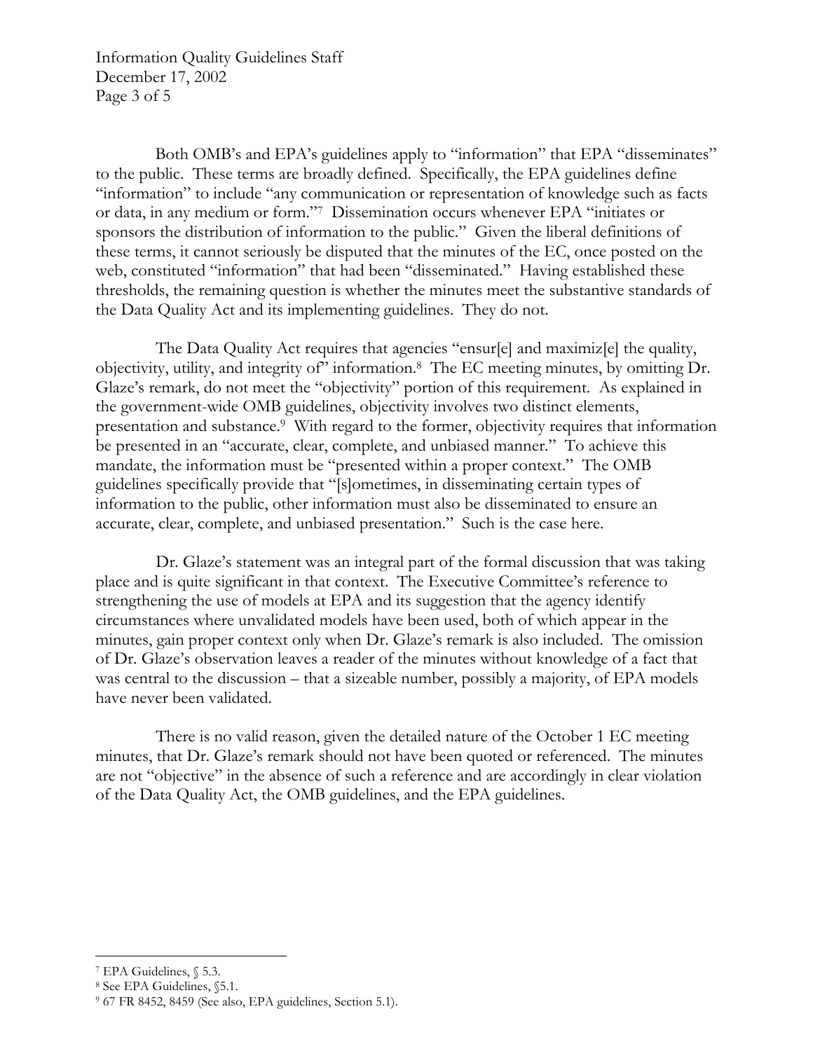Both OMB's and EPA's guidelines apply to "information" that EPA "disseminates" to the public. These terms are broadly defined. Specifically, the EPA guidelines define "information" to include "any communication or representation of knowledge such as facts or data, in any medium or form."[7] Dissemination occurs whenever EPA "initiates or sponsors the distribution of information to the public." Given the liberal definitions of these terms, it cannot seriously be disputed that the minutes of the EC, once posted on the web, constituted "information" that had been "disseminated." Having established these thresholds, the remaining question is whether the minutes meet the substantive standards of the Data Quality Act and its implementing guidelines. They do not.

The Data Quality Act requires that agencies "ensur[e] and maximiz[e] the quality, objectivity, utility, and integrity of" information.[8] The EC meeting minutes, by omitting Dr. Glaze's remark, do not meet the "objectivity" portion of this requirement. As explained in the government-wide OMB guidelines, objectivity involves two distinct elements, presentation and substance.[9] With regard to the former, objectivity requires that information be presented in an "accurate, clear, complete, and unbiased manner." To achieve this mandate, the information must be "presented within a proper context." The OMB guidelines specifically provide that "[s]ometimes, in disseminating certain types of information to the public, other information must also be disseminated to ensure an accurate, clear, complete, and unbiased presentation." Such is the case here.

Dr. Glaze's statement was an integral part of the formal discussion that was taking place and is quite significant in that context. The Executive Committee's reference to strengthening the use of models at EPA and its suggestion that the agency identify circumstances where unvalidated models have been used, both of which appear in the minutes, gain proper context only when Dr. Glaze's remark is also included. The omission of Dr. Glaze's observation leaves a reader of the minutes without knowledge of a fact that was central to the discussion – that a sizeable number, possibly a majority, of EPA models have never been validated.

There is no valid reason, given the detailed nature of the October 1 EC meeting minutes, that Dr. Glaze's remark should not have been quoted or referenced. The minutes are not "objective" in the absence of such a reference and are accordingly in clear violation of the Data Quality Act, the OMB guidelines, and the EPA guidelines.

---

[7] EPA Guidelines, § 5.3.

[8] See EPA Guidelines, §5.1.

[9] 67 FR 8452, 8459 (See also, EPA guidelines, Section 5.1).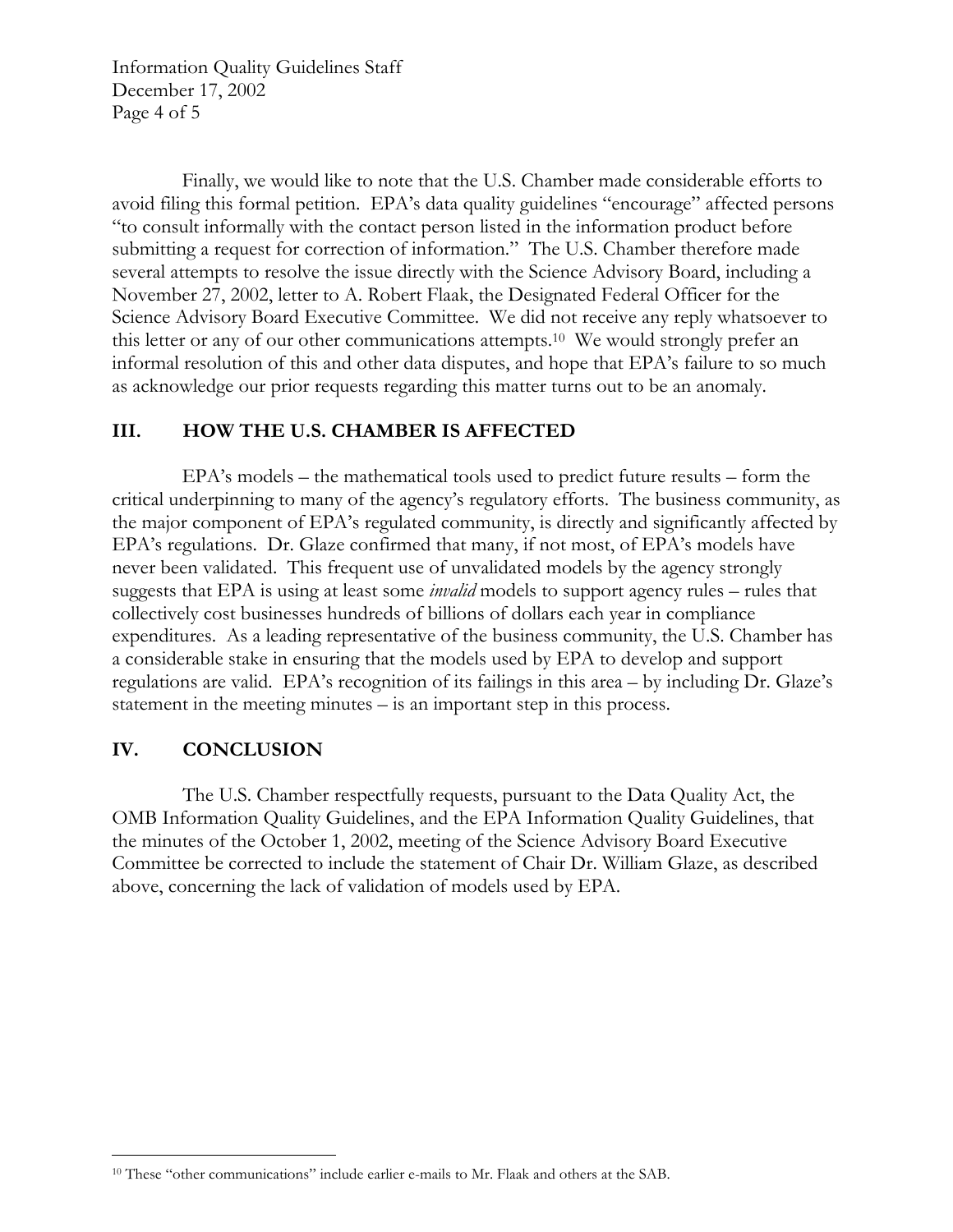Finally, we would like to note that the U.S. Chamber made considerable efforts to avoid filing this formal petition. EPA's data quality guidelines "encourage" affected persons "to consult informally with the contact person listed in the information product before submitting a request for correction of information." The U.S. Chamber therefore made several attempts to resolve the issue directly with the Science Advisory Board, including a November 27, 2002, letter to A. Robert Flaak, the Designated Federal Officer for the Science Advisory Board Executive Committee. We did not receive any reply whatsoever to this letter or any of our other communications attempts.[10] We would strongly prefer an informal resolution of this and other data disputes, and hope that EPA's failure to so much as acknowledge our prior requests regarding this matter turns out to be an anomaly.

## III. HOW THE U.S. CHAMBER IS AFFECTED

EPA's models – the mathematical tools used to predict future results – form the critical underpinning to many of the agency's regulatory efforts. The business community, as the major component of EPA's regulated community, is directly and significantly affected by EPA's regulations. Dr. Glaze confirmed that many, if not most, of EPA's models have never been validated. This frequent use of unvalidated models by the agency strongly suggests that EPA is using at least some *invalid* models to support agency rules – rules that collectively cost businesses hundreds of billions of dollars each year in compliance expenditures. As a leading representative of the business community, the U.S. Chamber has a considerable stake in ensuring that the models used by EPA to develop and support regulations are valid. EPA's recognition of its failings in this area – by including Dr. Glaze's statement in the meeting minutes – is an important step in this process.

## IV. CONCLUSION

The U.S. Chamber respectfully requests, pursuant to the Data Quality Act, the OMB Information Quality Guidelines, and the EPA Information Quality Guidelines, that the minutes of the October 1, 2002, meeting of the Science Advisory Board Executive Committee be corrected to include the statement of Chair Dr. William Glaze, as described above, concerning the lack of validation of models used by EPA.

---

[10] These "other communications" include earlier e-mails to Mr. Flaak and others at the SAB.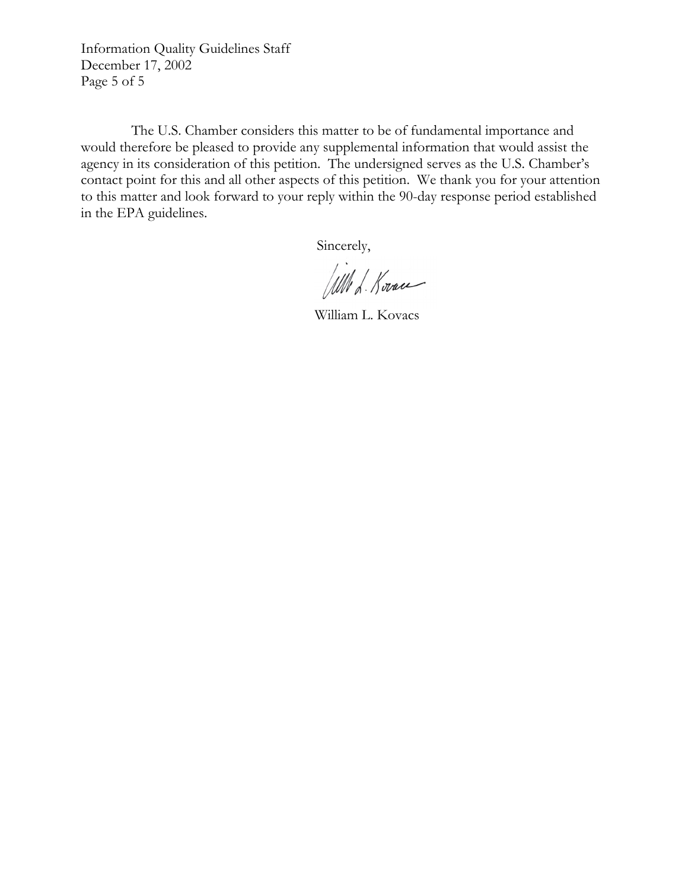The U.S. Chamber considers this matter to be of fundamental importance and would therefore be pleased to provide any supplemental information that would assist the agency in its consideration of this petition. The undersigned serves as the U.S. Chamber's contact point for this and all other aspects of this petition. We thank you for your attention to this matter and look forward to your reply within the 90-day response period established in the EPA guidelines.

Sincerely,

William L. Kovacs